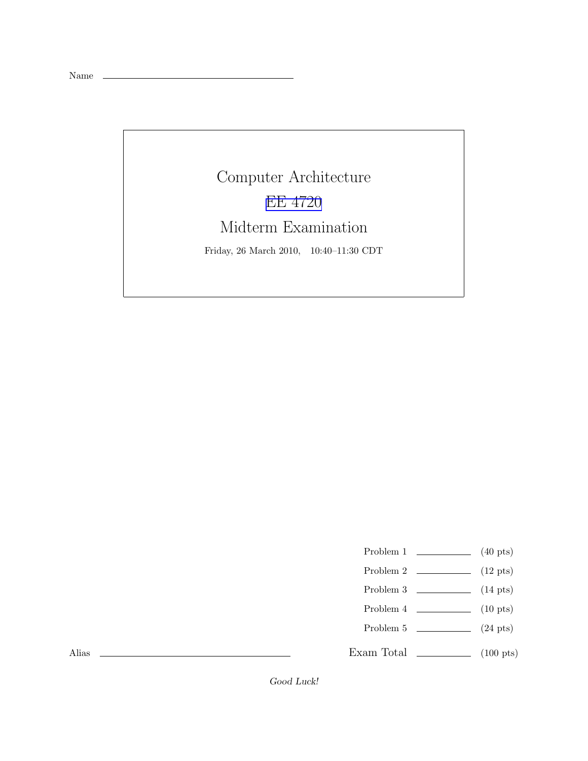Name \_\_\_\_\_\_\_\_\_\_\_\_\_\_\_\_\_\_\_\_\_\_\_\_\_\_\_\_\_\_\_\_

# Computer Architecture

## EE 4720

## Midterm Examination

Friday, 26 March 2010, 10:40–11:30 CDT

| | | |
|---|---|---|
| Problem 1 | \_\_\_\_\_\_\_\_\_\_ | (40 pts) |
| Problem 2 | \_\_\_\_\_\_\_\_\_\_ | (12 pts) |
| Problem 3 | \_\_\_\_\_\_\_\_\_\_ | (14 pts) |
| Problem 4 | \_\_\_\_\_\_\_\_\_\_ | (10 pts) |
| Problem 5 | \_\_\_\_\_\_\_\_\_\_ | (24 pts) |
| Exam Total | \_\_\_\_\_\_\_\_\_\_ | (100 pts) |

Alias \_\_\_\_\_\_\_\_\_\_\_\_\_\_\_\_\_\_\_\_\_\_\_\_\_\_\_\_\_\_\_\_

*Good Luck!*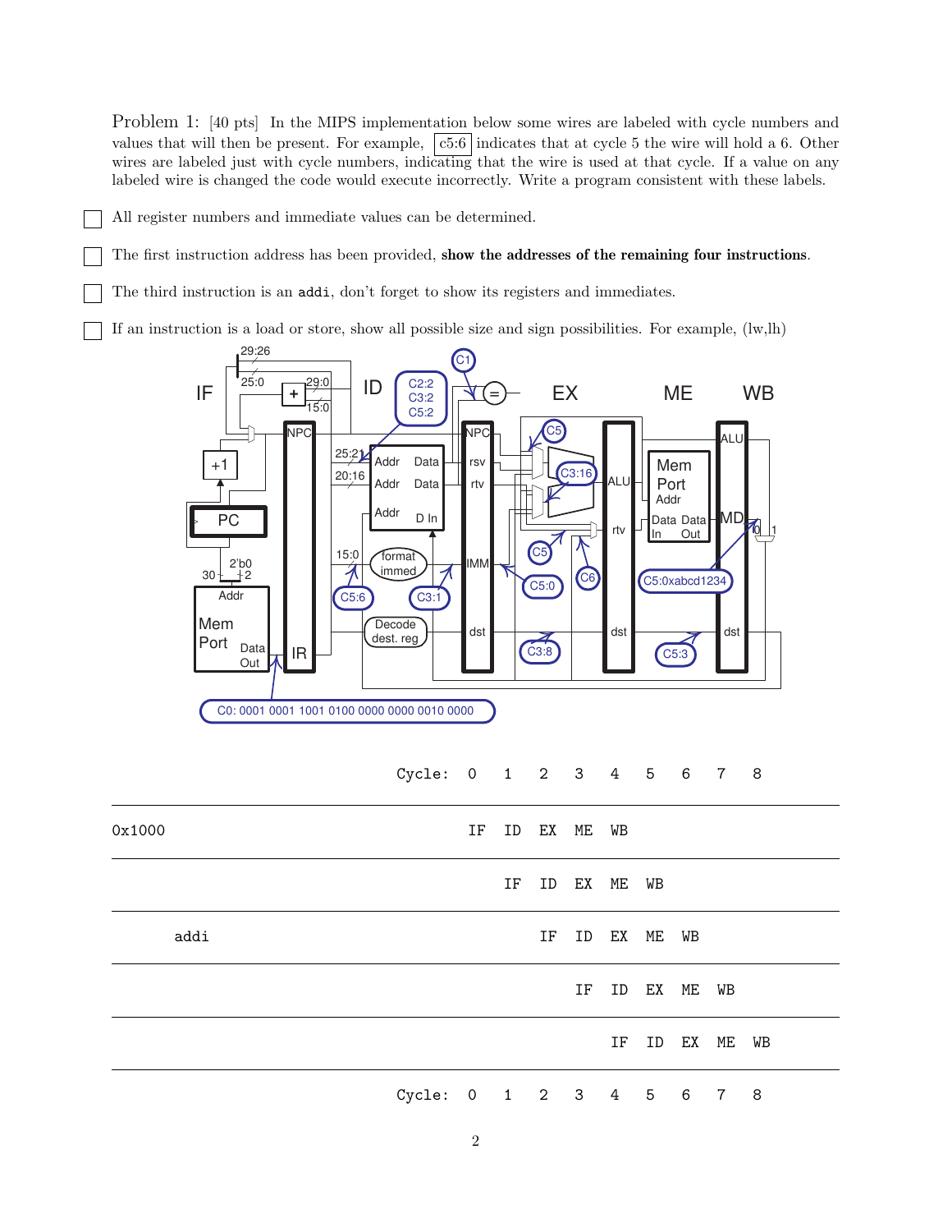Problem 1: [40 pts] In the MIPS implementation below some wires are labeled with cycle numbers and values that will then be present. For example, c5:6 indicates that at cycle 5 the wire will hold a 6. Other wires are labeled just with cycle numbers, indicating that the wire is used at that cycle. If a value on any labeled wire is changed the code would execute incorrectly. Write a program consistent with these labels.

- ☐ All register numbers and immediate values can be determined.
- ☐ The first instruction address has been provided, **show the addresses of the remaining four instructions**.
- ☐ The third instruction is an `addi`, don't forget to show its registers and immediates.
- ☐ If an instruction is a load or store, show all possible size and sign possibilities. For example, (lw,lh)

Diagram labels: C0: 0001 0001 1001 0100 0000 0000 0010 0000; C1; C2:2, C3:2, C5:2; C5; C3:16; C5; C6; C5:0; C5:0xabcd1234; C5:6; C3:1; C3:8; C5:3

| | Cycle: | 0 | 1 | 2 | 3 | 4 | 5 | 6 | 7 | 8 |
|---|---|---|---|---|---|---|---|---|---|---|
| 0x1000 | | IF | ID | EX | ME | WB | | | | |
| | | | IF | ID | EX | ME | WB | | | |
| addi | | | | IF | ID | EX | ME | WB | | |
| | | | | | IF | ID | EX | ME | WB | |
| | | | | | | IF | ID | EX | ME | WB |
| | Cycle: | 0 | 1 | 2 | 3 | 4 | 5 | 6 | 7 | 8 |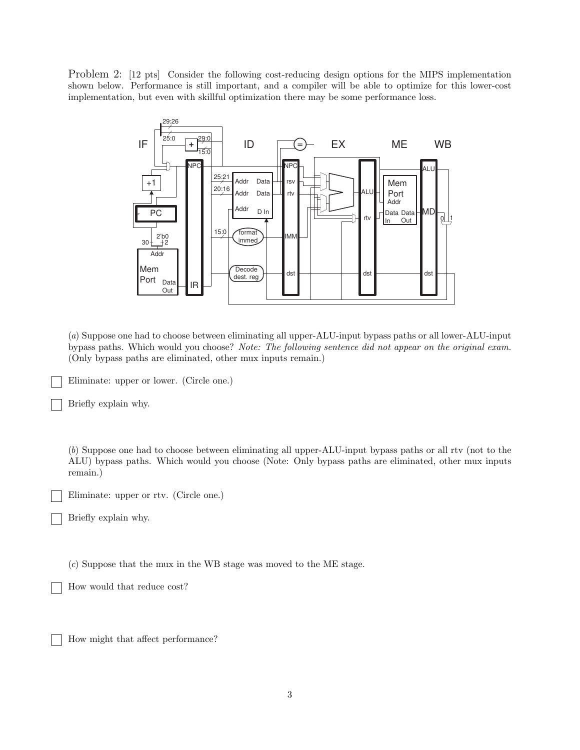Problem 2: [12 pts] Consider the following cost-reducing design options for the MIPS implementation shown below. Performance is still important, and a compiler will be able to optimize for this lower-cost implementation, but even with skillful optimization there may be some performance loss.

(*a*) Suppose one had to choose between eliminating all upper-ALU-input bypass paths or all lower-ALU-input bypass paths. Which would you choose? *Note: The following sentence did not appear on the original exam.* (Only bypass paths are eliminated, other mux inputs remain.)

☐ Eliminate: upper or lower. (Circle one.)

☐ Briefly explain why.

(*b*) Suppose one had to choose between eliminating all upper-ALU-input bypass paths or all rtv (not to the ALU) bypass paths. Which would you choose (Note: Only bypass paths are eliminated, other mux inputs remain.)

☐ Eliminate: upper or rtv. (Circle one.)

☐ Briefly explain why.

(*c*) Suppose that the mux in the WB stage was moved to the ME stage.

☐ How would that reduce cost?

☐ How might that affect performance?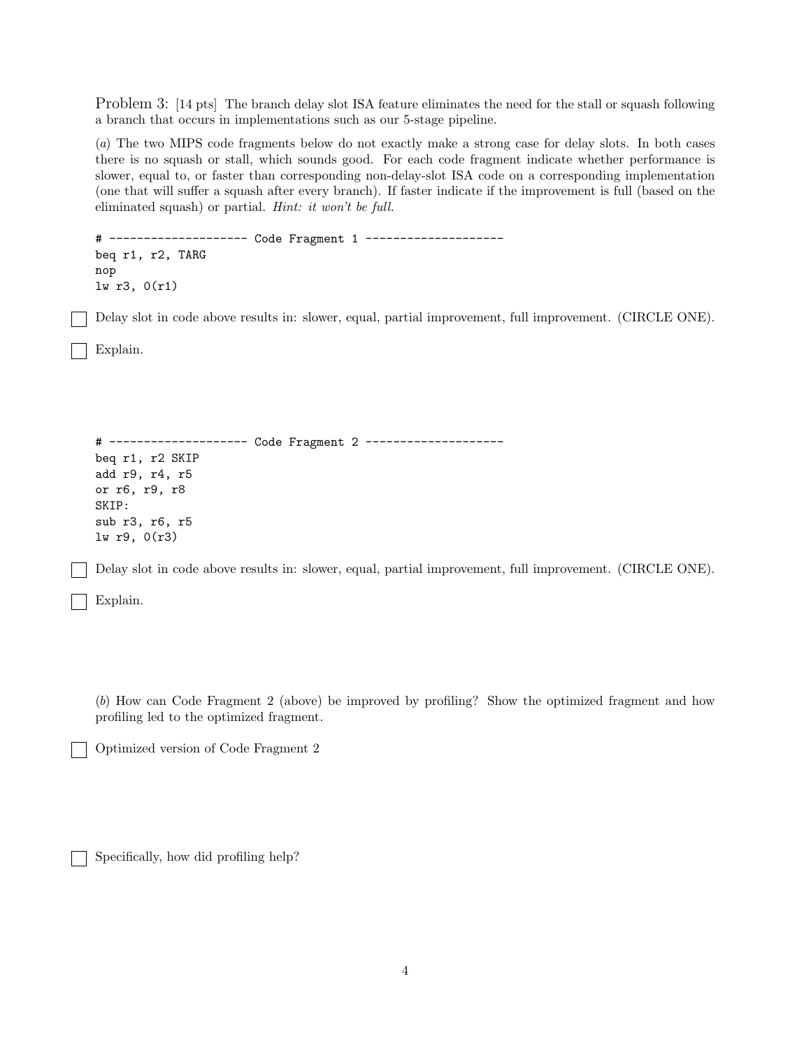Problem 3: [14 pts] The branch delay slot ISA feature eliminates the need for the stall or squash following a branch that occurs in implementations such as our 5-stage pipeline.

(*a*) The two MIPS code fragments below do not exactly make a strong case for delay slots. In both cases there is no squash or stall, which sounds good. For each code fragment indicate whether performance is slower, equal to, or faster than corresponding non-delay-slot ISA code on a corresponding implementation (one that will suffer a squash after every branch). If faster indicate if the improvement is full (based on the eliminated squash) or partial. *Hint: it won't be full.*

```
# -------------------- Code Fragment 1 --------------------
beq r1, r2, TARG
nop
lw r3, 0(r1)
```

☐ Delay slot in code above results in: slower, equal, partial improvement, full improvement. (CIRCLE ONE).

☐ Explain.

```
# -------------------- Code Fragment 2 --------------------
beq r1, r2 SKIP
add r9, r4, r5
or r6, r9, r8
SKIP:
sub r3, r6, r5
lw r9, 0(r3)
```

☐ Delay slot in code above results in: slower, equal, partial improvement, full improvement. (CIRCLE ONE).

☐ Explain.

(*b*) How can Code Fragment 2 (above) be improved by profiling? Show the optimized fragment and how profiling led to the optimized fragment.

☐ Optimized version of Code Fragment 2

☐ Specifically, how did profiling help?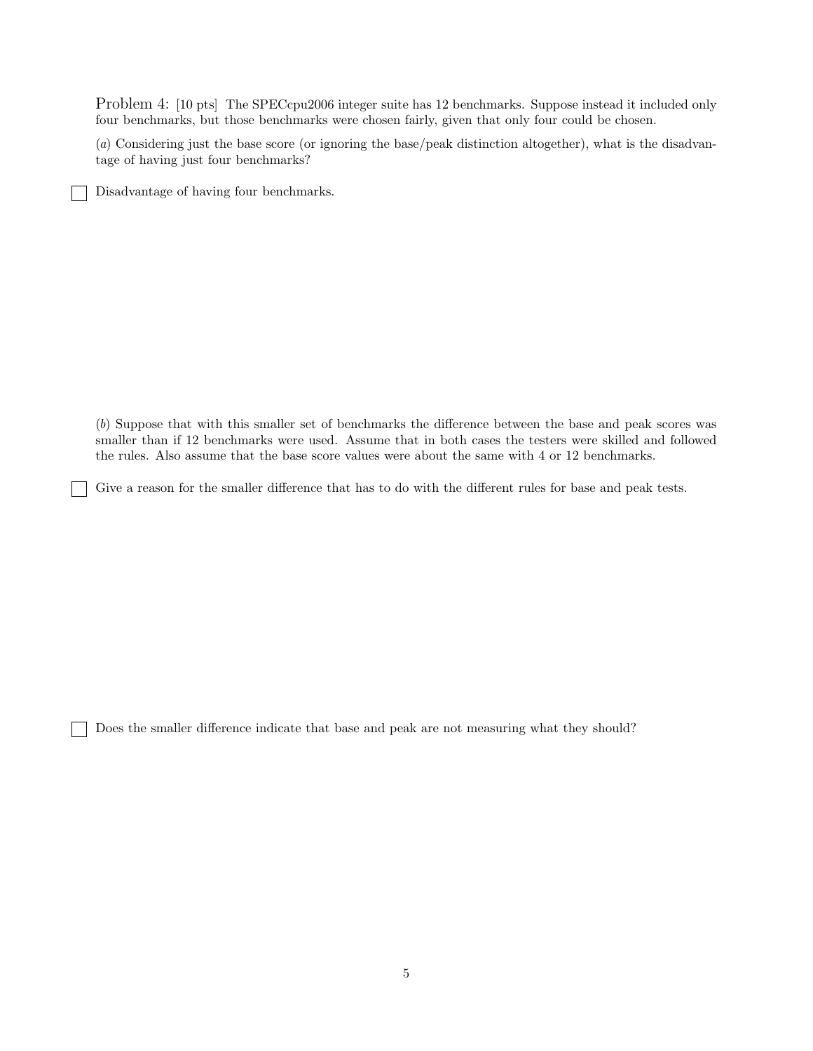Problem 4: [10 pts] The SPECcpu2006 integer suite has 12 benchmarks. Suppose instead it included only four benchmarks, but those benchmarks were chosen fairly, given that only four could be chosen.

(*a*) Considering just the base score (or ignoring the base/peak distinction altogether), what is the disadvantage of having just four benchmarks?

☐ Disadvantage of having four benchmarks.

(*b*) Suppose that with this smaller set of benchmarks the difference between the base and peak scores was smaller than if 12 benchmarks were used. Assume that in both cases the testers were skilled and followed the rules. Also assume that the base score values were about the same with 4 or 12 benchmarks.

☐ Give a reason for the smaller difference that has to do with the different rules for base and peak tests.

☐ Does the smaller difference indicate that base and peak are not measuring what they should?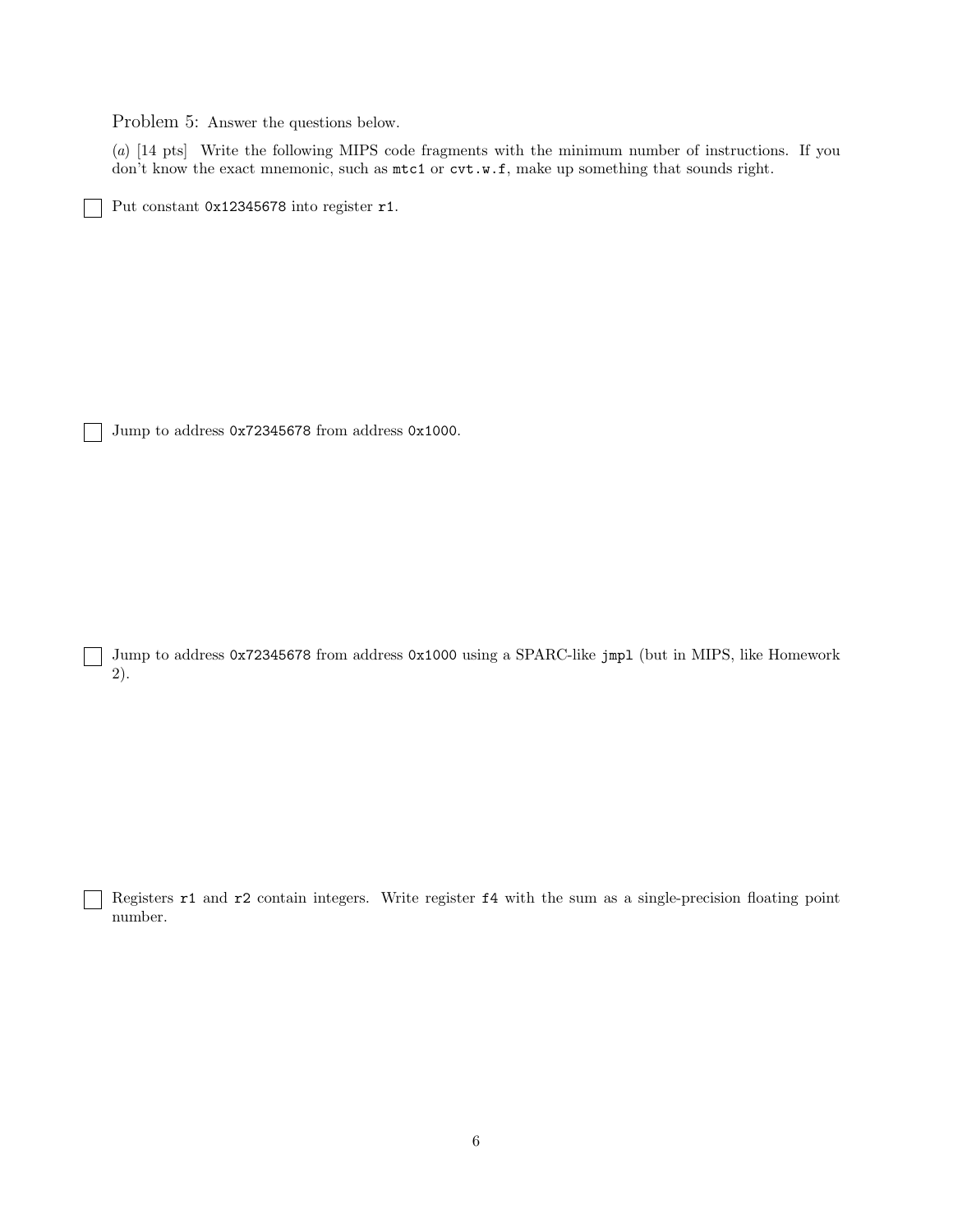Problem 5: Answer the questions below.

(*a*) [14 pts] Write the following MIPS code fragments with the minimum number of instructions. If you don't know the exact mnemonic, such as `mtc1` or `cvt.w.f`, make up something that sounds right.

☐ Put constant `0x12345678` into register `r1`.

☐ Jump to address `0x72345678` from address `0x1000`.

☐ Jump to address `0x72345678` from address `0x1000` using a SPARC-like `jmpl` (but in MIPS, like Homework 2).

☐ Registers `r1` and `r2` contain integers. Write register `f4` with the sum as a single-precision floating point number.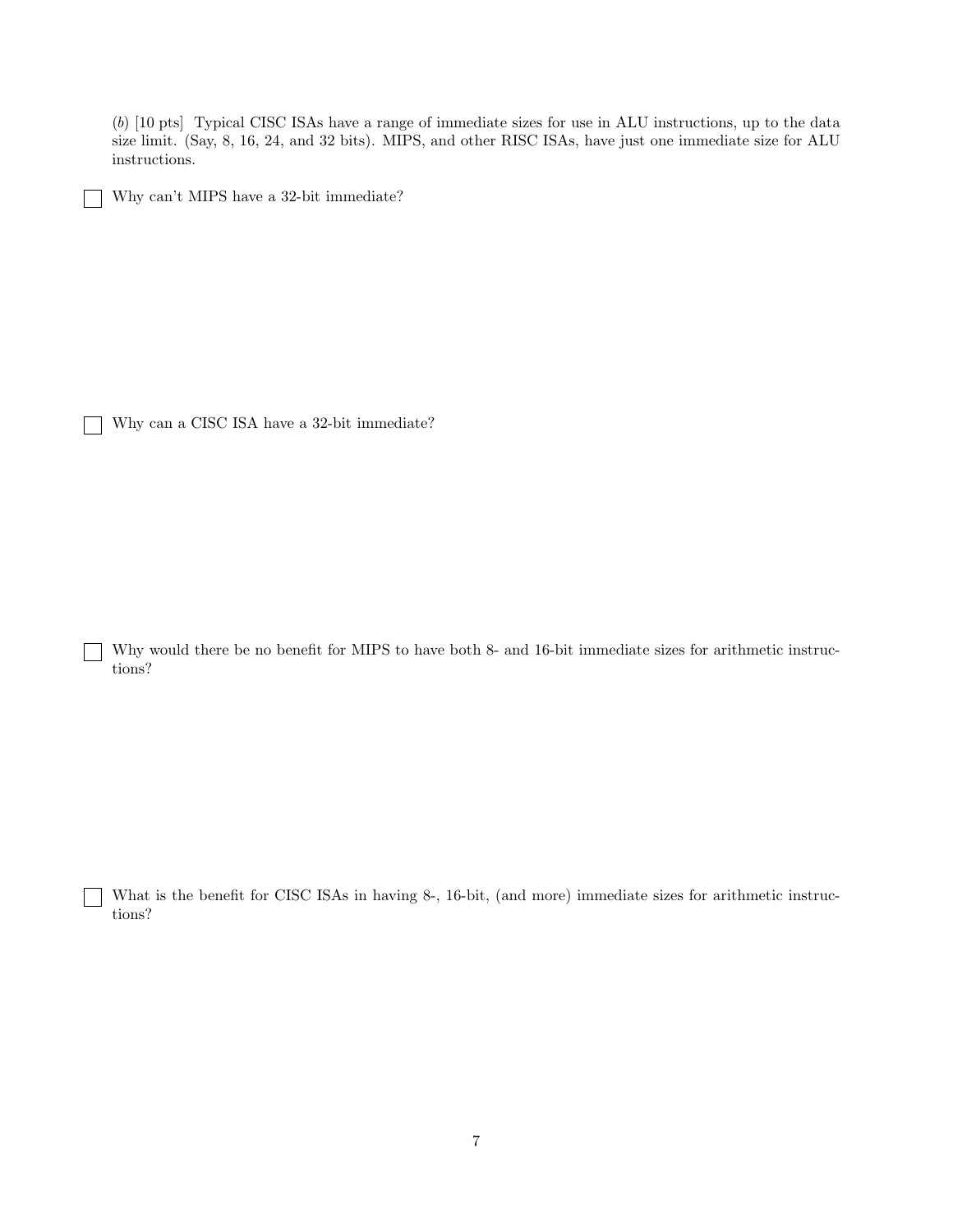(*b*) [10 pts] Typical CISC ISAs have a range of immediate sizes for use in ALU instructions, up to the data size limit. (Say, 8, 16, 24, and 32 bits). MIPS, and other RISC ISAs, have just one immediate size for ALU instructions.

☐ Why can't MIPS have a 32-bit immediate?

☐ Why can a CISC ISA have a 32-bit immediate?

☐ Why would there be no benefit for MIPS to have both 8- and 16-bit immediate sizes for arithmetic instructions?

☐ What is the benefit for CISC ISAs in having 8-, 16-bit, (and more) immediate sizes for arithmetic instructions?